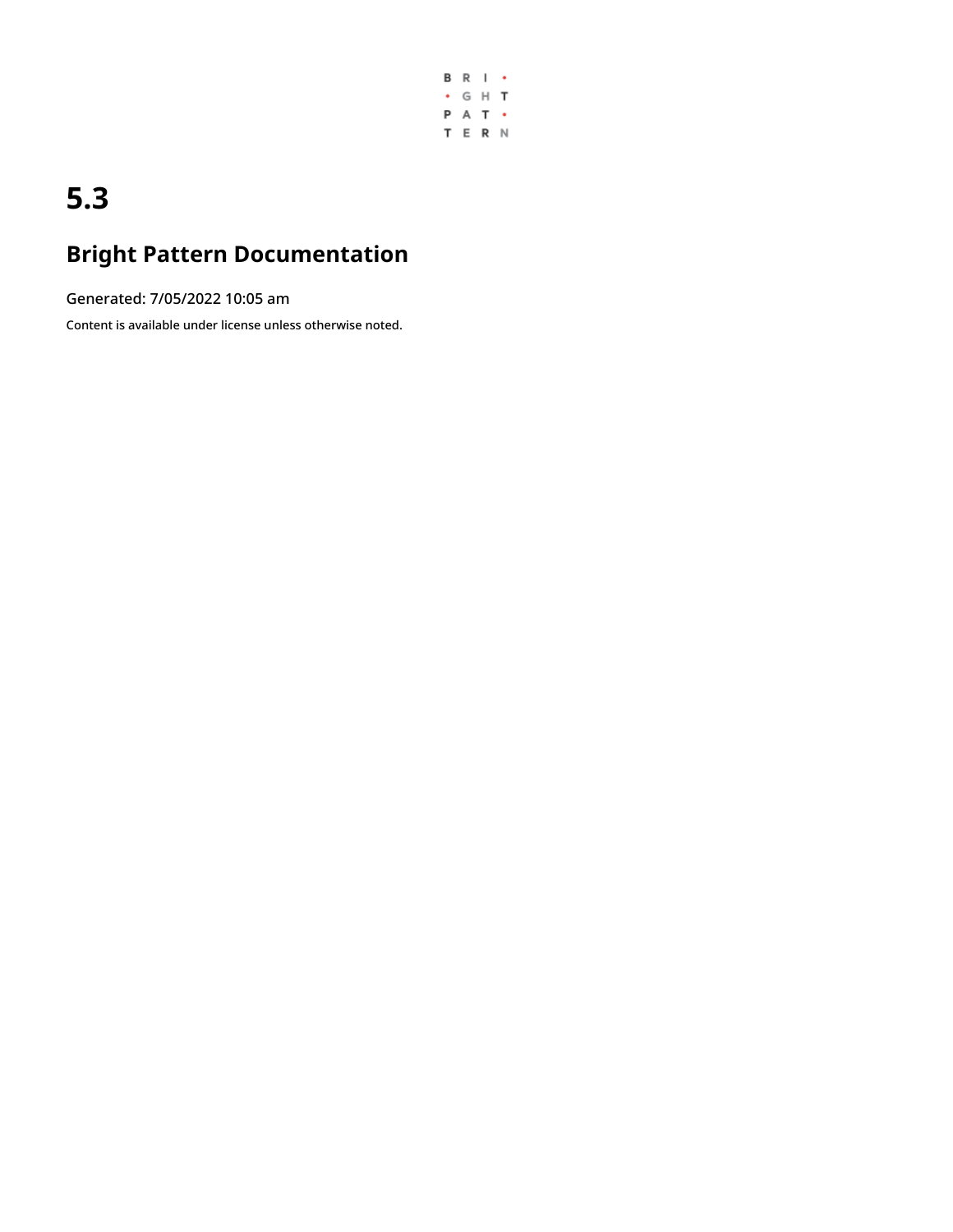# 5.3

## Bright Pattern Documentation

Generated: 7/05/2022 10:05 am

Content is available under license unless otherwise noted.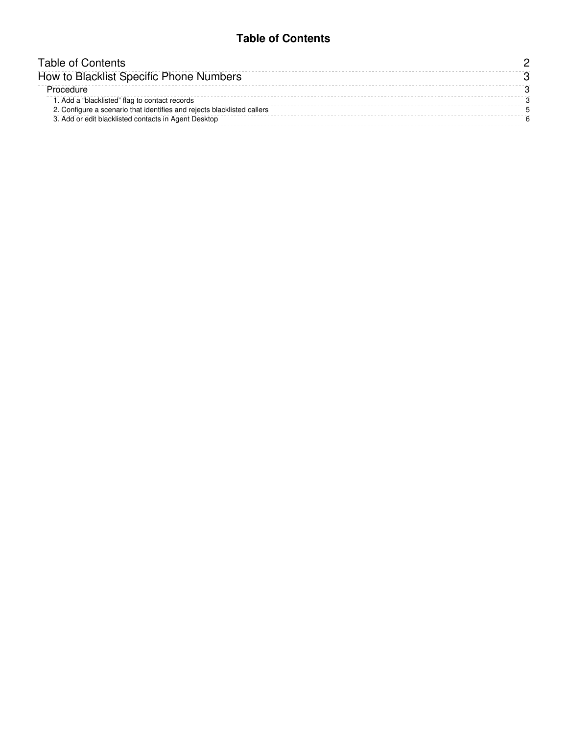# Table of Contents

| | |
|---|---|
| Table of Contents | 2 |
| How to Blacklist Specific Phone Numbers | 3 |
| Procedure | 3 |
| 1. Add a “blacklisted” flag to contact records | 3 |
| 2. Configure a scenario that identifies and rejects blacklisted callers | 5 |
| 3. Add or edit blacklisted contacts in Agent Desktop | 6 |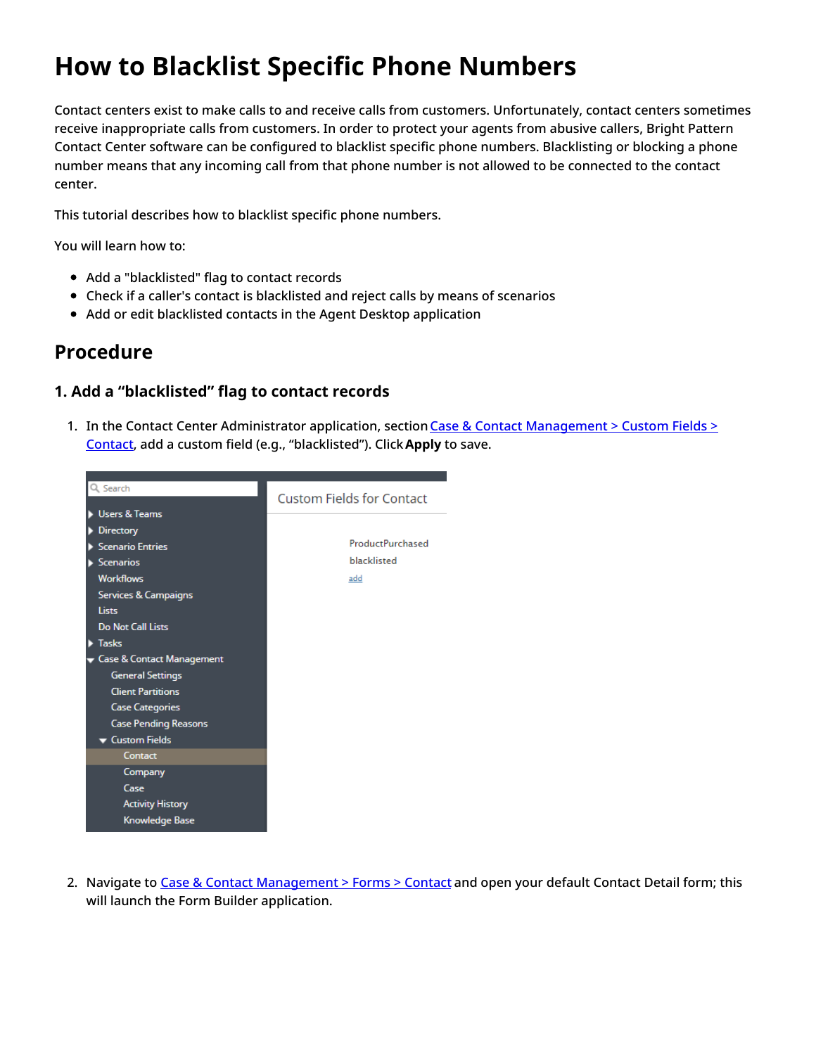# How to Blacklist Specific Phone Numbers

Contact centers exist to make calls to and receive calls from customers. Unfortunately, contact centers sometimes receive inappropriate calls from customers. In order to protect your agents from abusive callers, Bright Pattern Contact Center software can be configured to blacklist specific phone numbers. Blacklisting or blocking a phone number means that any incoming call from that phone number is not allowed to be connected to the contact center.

This tutorial describes how to blacklist specific phone numbers.

You will learn how to:

- Add a "blacklisted" flag to contact records
- Check if a caller's contact is blacklisted and reject calls by means of scenarios
- Add or edit blacklisted contacts in the Agent Desktop application

## Procedure

### 1. Add a “blacklisted” flag to contact records

1. In the Contact Center Administrator application, section Case & Contact Management > Custom Fields > Contact, add a custom field (e.g., “blacklisted”). Click **Apply** to save.

2. Navigate to Case & Contact Management > Forms > Contact and open your default Contact Detail form; this will launch the Form Builder application.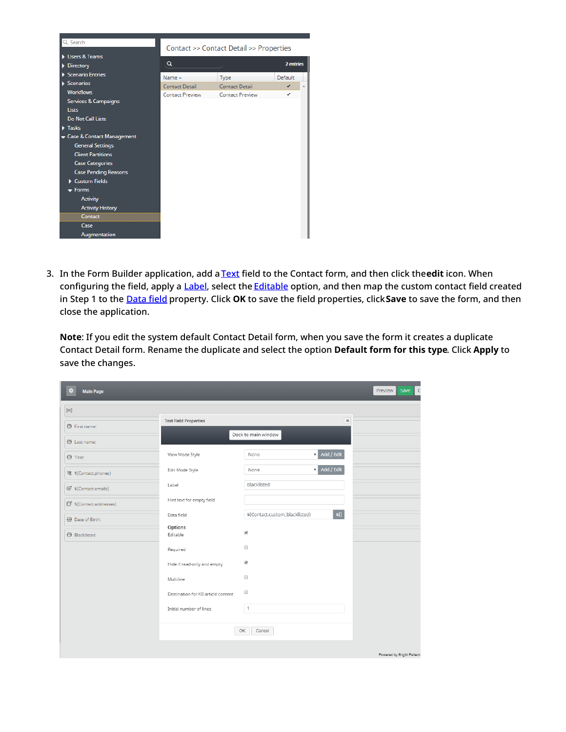3. In the Form Builder application, add a Text field to the Contact form, and then click the **edit** icon. When configuring the field, apply a Label, select the Editable option, and then map the custom contact field created in Step 1 to the Data field property. Click **OK** to save the field properties, click **Save** to save the form, and then close the application.

   **Note:** If you edit the system default Contact Detail form, when you save the form it creates a duplicate Contact Detail form. Rename the duplicate and select the option **Default form for this type**. Click **Apply** to save the changes.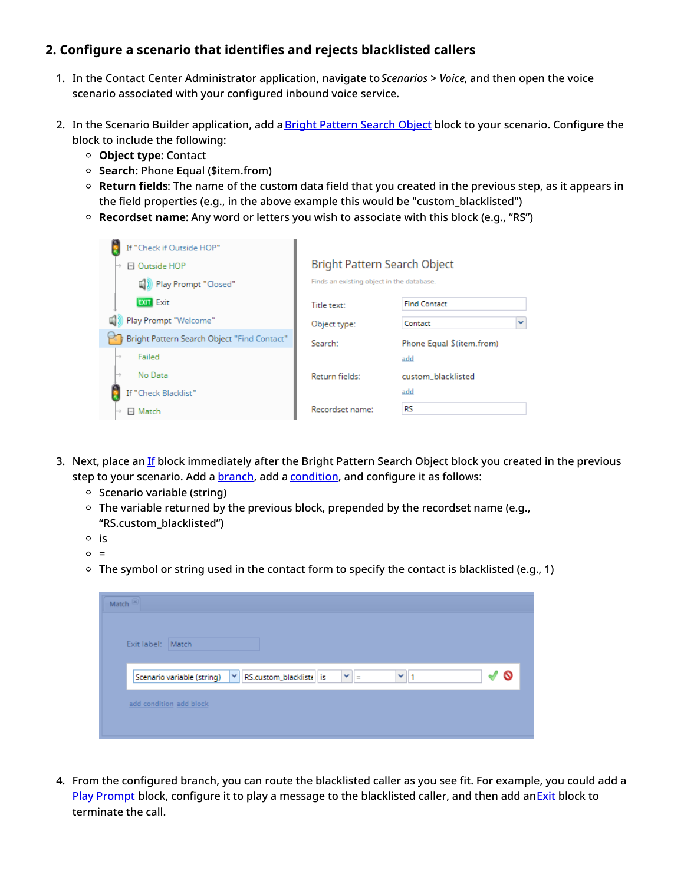## 2. Configure a scenario that identifies and rejects blacklisted callers

1. In the Contact Center Administrator application, navigate to *Scenarios* > *Voice*, and then open the voice scenario associated with your configured inbound voice service.

2. In the Scenario Builder application, add a Bright Pattern Search Object block to your scenario. Configure the block to include the following:
   - **Object type**: Contact
   - **Search**: Phone Equal ($item.from)
   - **Return fields**: The name of the custom data field that you created in the previous step, as it appears in the field properties (e.g., in the above example this would be "custom_blacklisted")
   - **Recordset name**: Any word or letters you wish to associate with this block (e.g., "RS")

3. Next, place an If block immediately after the Bright Pattern Search Object block you created in the previous step to your scenario. Add a branch, add a condition, and configure it as follows:
   - Scenario variable (string)
   - The variable returned by the previous block, prepended by the recordset name (e.g., "RS.custom_blacklisted")
   - is
   - =
   - The symbol or string used in the contact form to specify the contact is blacklisted (e.g., 1)

4. From the configured branch, you can route the blacklisted caller as you see fit. For example, you could add a Play Prompt block, configure it to play a message to the blacklisted caller, and then add an Exit block to terminate the call.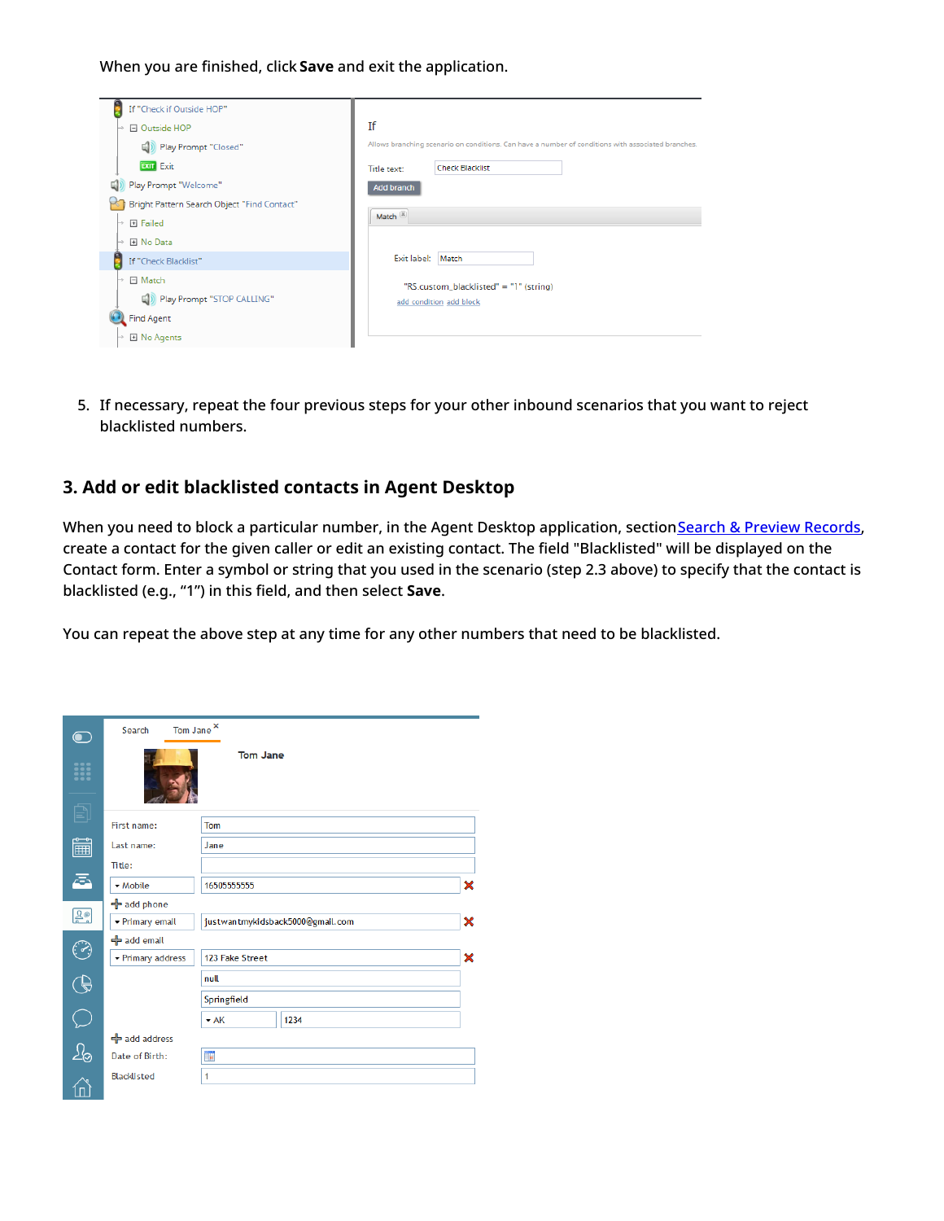When you are finished, click **Save** and exit the application.

5. If necessary, repeat the four previous steps for your other inbound scenarios that you want to reject blacklisted numbers.

## 3. Add or edit blacklisted contacts in Agent Desktop

When you need to block a particular number, in the Agent Desktop application, section Search & Preview Records, create a contact for the given caller or edit an existing contact. The field "Blacklisted" will be displayed on the Contact form. Enter a symbol or string that you used in the scenario (step 2.3 above) to specify that the contact is blacklisted (e.g., "1") in this field, and then select **Save**.

You can repeat the above step at any time for any other numbers that need to be blacklisted.